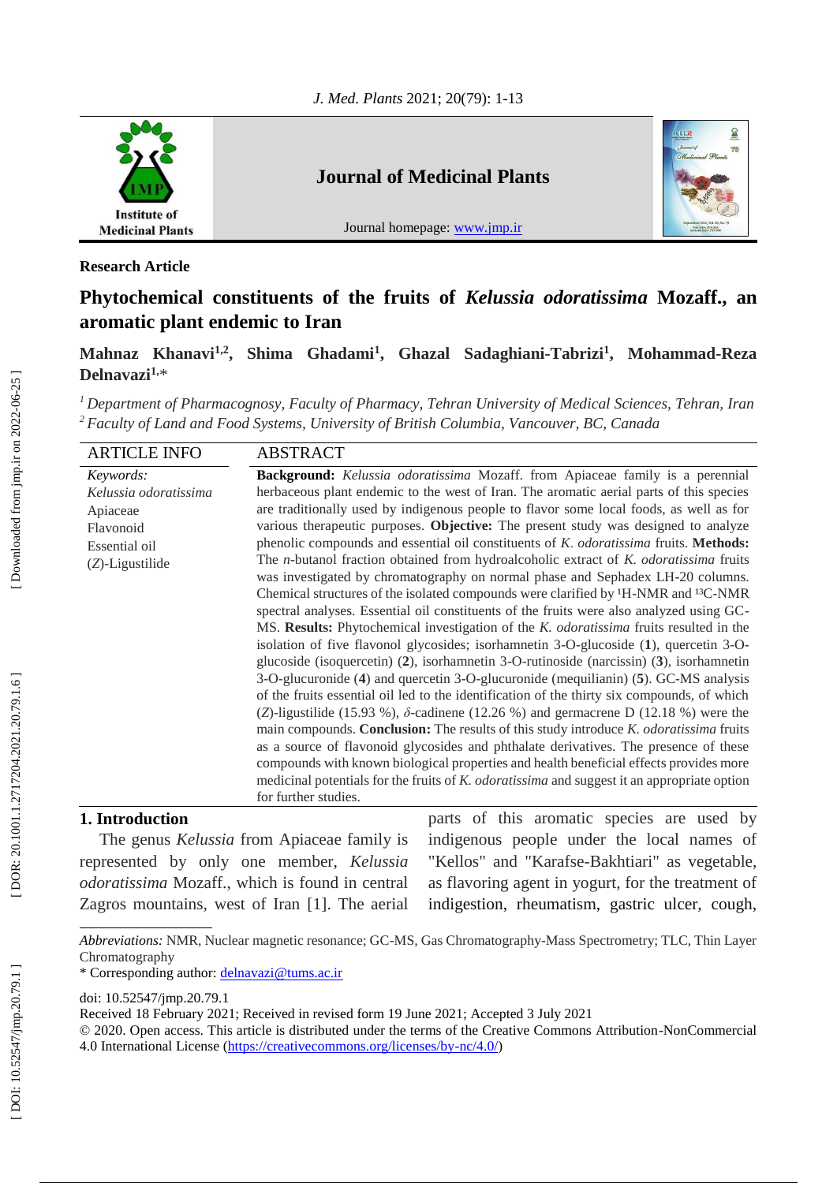**Research Article**

# Phytochemical constituents of the fruits of *Kelussia odoratissima* Mozaff., an aromatic plant endemic to Iran

**Mahnaz Khanavi[1,2], Shima Ghadami[1], Ghazal Sadaghiani-Tabrizi[1], Mohammad-Reza Delnavazi[1,*]**

[1] *Department of Pharmacognosy, Faculty of Pharmacy, Tehran University of Medical Sciences, Tehran, Iran*
[2] *Faculty of Land and Food Systems, University of British Columbia, Vancouver, BC, Canada*

## ARTICLE INFO

*Keywords:*
*Kelussia odoratissima*
Apiaceae
Flavonoid
Essential oil
(*Z*)-Ligustilide

## ABSTRACT

**Background:** *Kelussia odoratissima* Mozaff. from Apiaceae family is a perennial herbaceous plant endemic to the west of Iran. The aromatic aerial parts of this species are traditionally used by indigenous people to flavor some local foods, as well as for various therapeutic purposes. **Objective:** The present study was designed to analyze phenolic compounds and essential oil constituents of *K. odoratissima* fruits. **Methods:** The *n*-butanol fraction obtained from hydroalcoholic extract of *K. odoratissima* fruits was investigated by chromatography on normal phase and Sephadex LH-20 columns. Chemical structures of the isolated compounds were clarified by $^1$H-NMR and $^{13}$C-NMR spectral analyses. Essential oil constituents of the fruits were also analyzed using GC-MS. **Results:** Phytochemical investigation of the *K. odoratissima* fruits resulted in the isolation of five flavonol glycosides; isorhamnetin 3-O-glucoside (**1**), quercetin 3-O-glucoside (isoquercetin) (**2**), isorhamnetin 3-O-rutinoside (narcissin) (**3**), isorhamnetin 3-O-glucuronide (**4**) and quercetin 3-O-glucuronide (mequilianin) (**5**). GC-MS analysis of the fruits essential oil led to the identification of the thirty six compounds, of which (*Z*)-ligustilide (15.93 %), *δ*-cadinene (12.26 %) and germacrene D (12.18 %) were the main compounds. **Conclusion:** The results of this study introduce *K. odoratissima* fruits as a source of flavonoid glycosides and phthalate derivatives. The presence of these compounds with known biological properties and health beneficial effects provides more medicinal potentials for the fruits of *K. odoratissima* and suggest it an appropriate option for further studies.

## 1. Introduction

The genus *Kelussia* from Apiaceae family is represented by only one member, *Kelussia odoratissima* Mozaff., which is found in central Zagros mountains, west of Iran [1]. The aerial parts of this aromatic species are used by indigenous people under the local names of "Kellos" and "Karafse-Bakhtiari" as vegetable, as flavoring agent in yogurt, for the treatment of indigestion, rheumatism, gastric ulcer, cough,

*Abbreviations:* NMR, Nuclear magnetic resonance; GC-MS, Gas Chromatography-Mass Spectrometry; TLC, Thin Layer Chromatography

\* Corresponding author: delnavazi@tums.ac.ir

doi: 10.52547/jmp.20.79.1
Received 18 February 2021; Received in revised form 19 June 2021; Accepted 3 July 2021
© 2020. Open access. This article is distributed under the terms of the Creative Commons Attribution-NonCommercial 4.0 International License (https://creativecommons.org/licenses/by-nc/4.0/)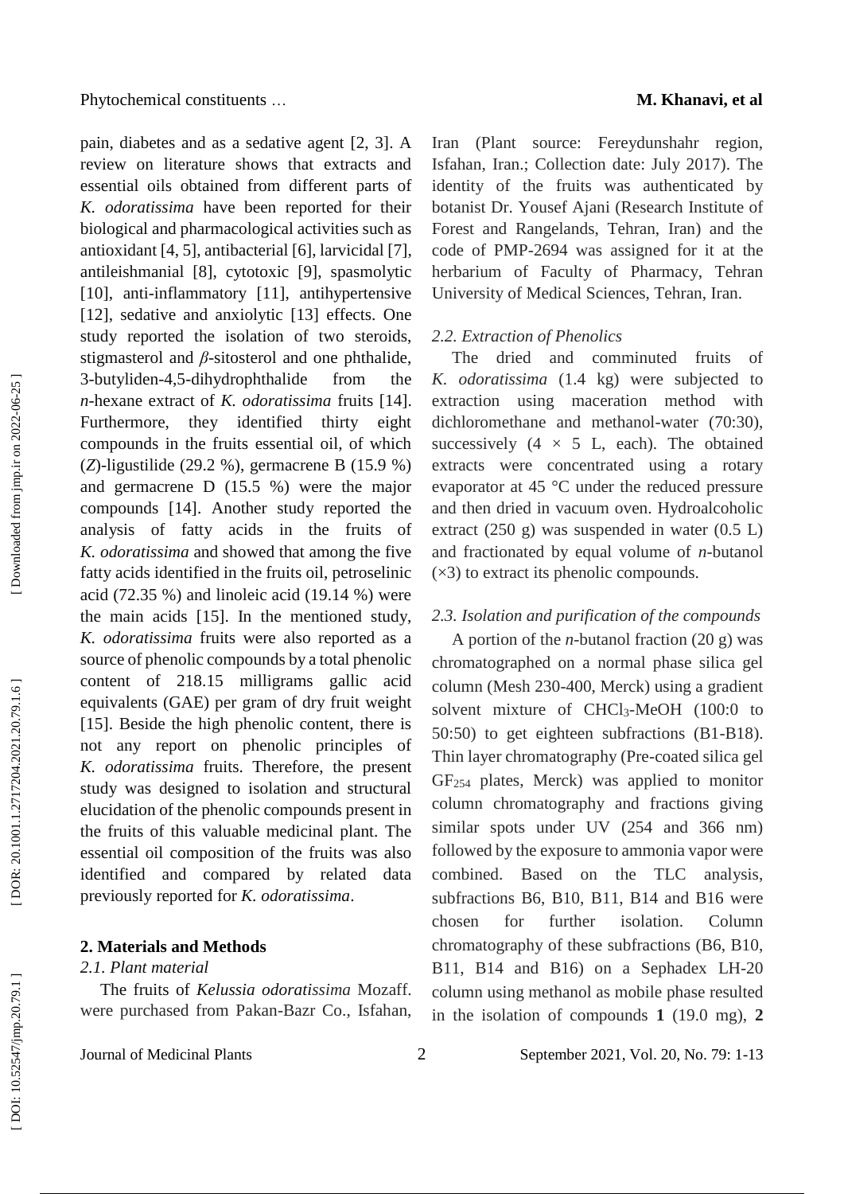pain, diabetes and as a sedative agent [2, 3]. A review on literature shows that extracts and essential oils obtained from different parts of *K. odoratissima* have been reported for their biological and pharmacological activities such as antioxidant [4, 5], antibacterial [6], larvicidal [7], antileishmanial [8], cytotoxic [9], spasmolytic [10], anti-inflammatory [11], antihypertensive [12], sedative and anxiolytic [13] effects. One study reported the isolation of two steroids, stigmasterol and *β*-sitosterol and one phthalide, 3-butyliden-4,5-dihydrophthalide from the *n*-hexane extract of *K. odoratissima* fruits [14]. Furthermore, they identified thirty eight compounds in the fruits essential oil, of which (*Z*)-ligustilide (29.2 %), germacrene B (15.9 %) and germacrene D (15.5 %) were the major compounds [14]. Another study reported the analysis of fatty acids in the fruits of *K. odoratissima* and showed that among the five fatty acids identified in the fruits oil, petroselinic acid (72.35 %) and linoleic acid (19.14 %) were the main acids [15]. In the mentioned study, *K. odoratissima* fruits were also reported as a source of phenolic compounds by a total phenolic content of 218.15 milligrams gallic acid equivalents (GAE) per gram of dry fruit weight [15]. Beside the high phenolic content, there is not any report on phenolic principles of *K. odoratissima* fruits. Therefore, the present study was designed to isolation and structural elucidation of the phenolic compounds present in the fruits of this valuable medicinal plant. The essential oil composition of the fruits was also identified and compared by related data previously reported for *K. odoratissima*.

## 2. Materials and Methods

### *2.1. Plant material*

The fruits of *Kelussia odoratissima* Mozaff. were purchased from Pakan-Bazr Co., Isfahan, Iran (Plant source: Fereydunshahr region, Isfahan, Iran.; Collection date: July 2017). The identity of the fruits was authenticated by botanist Dr. Yousef Ajani (Research Institute of Forest and Rangelands, Tehran, Iran) and the code of PMP-2694 was assigned for it at the herbarium of Faculty of Pharmacy, Tehran University of Medical Sciences, Tehran, Iran.

### *2.2. Extraction of Phenolics*

The dried and comminuted fruits of *K. odoratissima* (1.4 kg) were subjected to extraction using maceration method with dichloromethane and methanol-water (70:30), successively (4 × 5 L, each). The obtained extracts were concentrated using a rotary evaporator at 45 °C under the reduced pressure and then dried in vacuum oven. Hydroalcoholic extract (250 g) was suspended in water (0.5 L) and fractionated by equal volume of *n*-butanol (×3) to extract its phenolic compounds.

### *2.3. Isolation and purification of the compounds*

A portion of the *n*-butanol fraction (20 g) was chromatographed on a normal phase silica gel column (Mesh 230-400, Merck) using a gradient solvent mixture of $CHCl_3$-MeOH (100:0 to 50:50) to get eighteen subfractions (B1-B18). Thin layer chromatography (Pre-coated silica gel $GF_{254}$ plates, Merck) was applied to monitor column chromatography and fractions giving similar spots under UV (254 and 366 nm) followed by the exposure to ammonia vapor were combined. Based on the TLC analysis, subfractions B6, B10, B11, B14 and B16 were chosen for further isolation. Column chromatography of these subfractions (B6, B10, B11, B14 and B16) on a Sephadex LH-20 column using methanol as mobile phase resulted in the isolation of compounds **1** (19.0 mg), **2**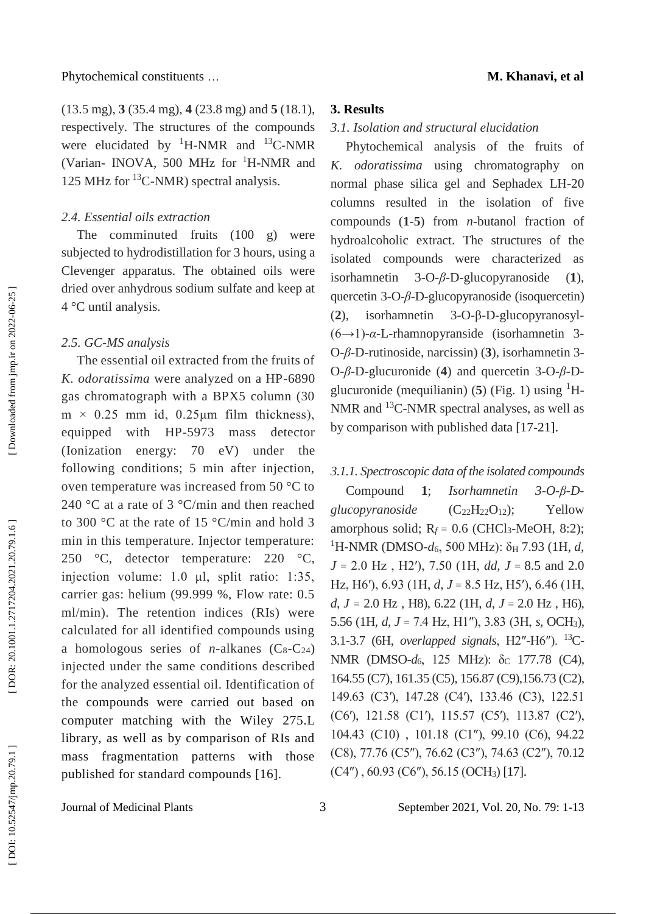(13.5 mg), **3** (35.4 mg), **4** (23.8 mg) and **5** (18.1), respectively. The structures of the compounds were elucidated by $^{1}$H-NMR and $^{13}$C-NMR (Varian- INOVA, 500 MHz for $^{1}$H-NMR and 125 MHz for $^{13}$C-NMR) spectral analysis.

### *2.4. Essential oils extraction*

The comminuted fruits (100 g) were subjected to hydrodistillation for 3 hours, using a Clevenger apparatus. The obtained oils were dried over anhydrous sodium sulfate and keep at 4 °C until analysis.

### *2.5. GC-MS analysis*

The essential oil extracted from the fruits of *K. odoratissima* were analyzed on a HP-6890 gas chromatograph with a BPX5 column (30 m × 0.25 mm id, 0.25μm film thickness), equipped with HP-5973 mass detector (Ionization energy: 70 eV) under the following conditions; 5 min after injection, oven temperature was increased from 50 °C to 240 °C at a rate of 3 °C/min and then reached to 300 °C at the rate of 15 °C/min and hold 3 min in this temperature. Injector temperature: 250 °C, detector temperature: 220 °C, injection volume: 1.0 μl, split ratio: 1:35, carrier gas: helium (99.999 %, Flow rate: 0.5 ml/min). The retention indices (RIs) were calculated for all identified compounds using a homologous series of *n*-alkanes ($C_8$-$C_{24}$) injected under the same conditions described for the analyzed essential oil. Identification of the compounds were carried out based on computer matching with the Wiley 275.L library, as well as by comparison of RIs and mass fragmentation patterns with those published for standard compounds [16].

## 3. Results

### *3.1. Isolation and structural elucidation*

Phytochemical analysis of the fruits of *K. odoratissima* using chromatography on normal phase silica gel and Sephadex LH-20 columns resulted in the isolation of five compounds (**1**-**5**) from *n*-butanol fraction of hydroalcoholic extract. The structures of the isolated compounds were characterized as isorhamnetin 3-O-*β*-D-glucopyranoside (**1**), quercetin 3-O-*β*-D-glucopyranoside (isoquercetin) (**2**), isorhamnetin 3-O-β-D-glucopyranosyl-(6→1)-*α*-L-rhamnopyranside (isorhamnetin 3-O-*β*-D-rutinoside, narcissin) (**3**), isorhamnetin 3-O-*β*-D-glucuronide (**4**) and quercetin 3-O-*β*-D-glucuronide (mequilianin) (**5**) (Fig. 1) using $^{1}$H-NMR and $^{13}$C-NMR spectral analyses, as well as by comparison with published data [17-21].

#### *3.1.1. Spectroscopic data of the isolated compounds*

Compound **1**; *Isorhamnetin 3-O-β-D-glucopyranoside* ($C_{22}H_{22}O_{12}$); Yellow amorphous solid; $R_f$ = 0.6 ($CHCl_3$-MeOH, 8:2); $^{1}$H-NMR (DMSO-$d_6$, 500 MHz): $\delta_H$ 7.93 (1H, *d*, *J* = 2.0 Hz , H2′), 7.50 (1H, *dd*, *J* = 8.5 and 2.0 Hz, H6′), 6.93 (1H, *d*, *J* = 8.5 Hz, H5′), 6.46 (1H, *d*, *J* = 2.0 Hz , H8), 6.22 (1H, *d*, *J* = 2.0 Hz , H6), 5.56 (1H, *d*, *J* = 7.4 Hz, H1″), 3.83 (3H, *s*, $OCH_3$), 3.1-3.7 (6H, *overlapped signals*, H2″-H6″). $^{13}$C-NMR (DMSO-$d_6$, 125 MHz): $\delta_C$ 177.78 (C4), 164.55 (C7), 161.35 (C5), 156.87 (C9),156.73 (C2), 149.63 (C3′), 147.28 (C4′), 133.46 (C3), 122.51 (C6′), 121.58 (C1′), 115.57 (C5′), 113.87 (C2′), 104.43 (C10) , 101.18 (C1″), 99.10 (C6), 94.22 (C8), 77.76 (C5″), 76.62 (C3″), 74.63 (C2″), 70.12 (C4″) , 60.93 (C6″), 56.15 ($OCH_3$) [17].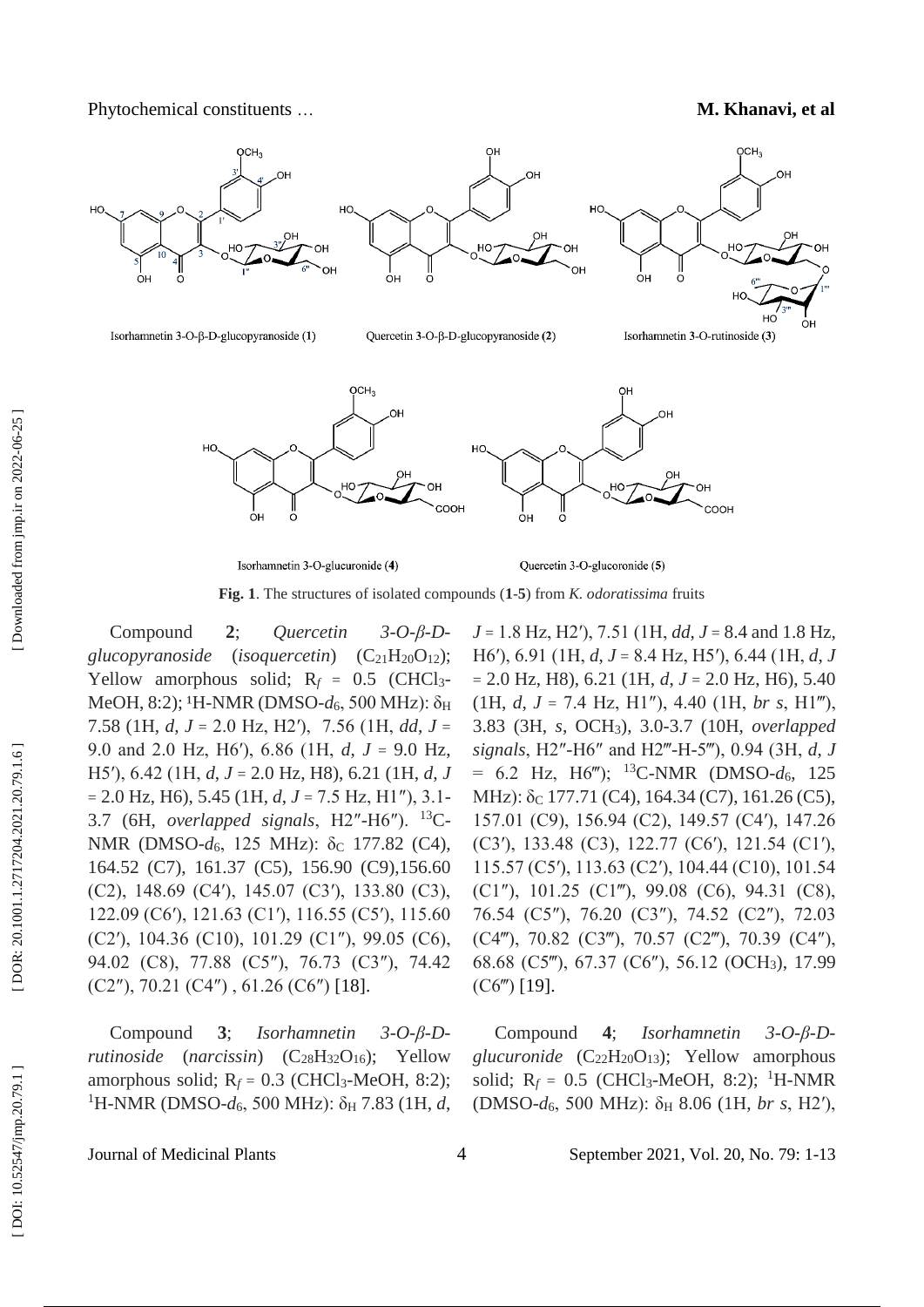**Fig. 1**. The structures of isolated compounds (**1**-**5**) from *K. odoratissima* fruits

Compound **2**; *Quercetin 3-O-β-D-glucopyranoside* (*isoquercetin*) ($C_{21}H_{20}O_{12}$); Yellow amorphous solid; $R_f$ = 0.5 ($CHCl_3$-MeOH, 8:2); $^1$H-NMR (DMSO-$d_6$, 500 MHz): $\delta_H$ 7.58 (1H, *d*, *J* = 2.0 Hz, H2′), 7.56 (1H, *dd*, *J* = 9.0 and 2.0 Hz, H6′), 6.86 (1H, *d*, *J* = 9.0 Hz, H5′), 6.42 (1H, *d*, *J* = 2.0 Hz, H8), 6.21 (1H, *d*, *J* = 2.0 Hz, H6), 5.45 (1H, *d*, *J* = 7.5 Hz, H1″), 3.1-3.7 (6H, *overlapped signals*, H2″-H6″). $^{13}$C-NMR (DMSO-$d_6$, 125 MHz): $\delta_C$ 177.82 (C4), 164.52 (C7), 161.37 (C5), 156.90 (C9),156.60 (C2), 148.69 (C4′), 145.07 (C3′), 133.80 (C3), 122.09 (C6′), 121.63 (C1′), 116.55 (C5′), 115.60 (C2′), 104.36 (C10), 101.29 (C1″), 99.05 (C6), 94.02 (C8), 77.88 (C5″), 76.73 (C3″), 74.42 (C2″), 70.21 (C4″) , 61.26 (C6″) [18].

Compound **3**; *Isorhamnetin 3-O-β-D-rutinoside* (*narcissin*) ($C_{28}H_{32}O_{16}$); Yellow amorphous solid; $R_f$ = 0.3 ($CHCl_3$-MeOH, 8:2); $^1$H-NMR (DMSO-$d_6$, 500 MHz): $\delta_H$ 7.83 (1H, *d*, *J* = 1.8 Hz, H2′), 7.51 (1H, *dd*, *J* = 8.4 and 1.8 Hz, H6′), 6.91 (1H, *d*, *J* = 8.4 Hz, H5′), 6.44 (1H, *d*, *J* = 2.0 Hz, H8), 6.21 (1H, *d*, *J* = 2.0 Hz, H6), 5.40 (1H, *d*, *J* = 7.4 Hz, H1″), 4.40 (1H, *br s*, H1‴), 3.83 (3H, *s*, $OCH_3$), 3.0-3.7 (10H, *overlapped signals*, H2″-H6″ and H2‴-H5‴), 0.94 (3H, *d*, *J* = 6.2 Hz, H6‴); $^{13}$C-NMR (DMSO-$d_6$, 125 MHz): $\delta_C$ 177.71 (C4), 164.34 (C7), 161.26 (C5), 157.01 (C9), 156.94 (C2), 149.57 (C4′), 147.26 (C3′), 133.48 (C3), 122.77 (C6′), 121.54 (C1′), 115.57 (C5′), 113.63 (C2′), 104.44 (C10), 101.54 (C1″), 101.25 (C1‴), 99.08 (C6), 94.31 (C8), 76.54 (C5″), 76.20 (C3″), 74.52 (C2″), 72.03 (C4‴), 70.82 (C3‴), 70.57 (C2‴), 70.39 (C4″), 68.68 (C5‴), 67.37 (C6″), 56.12 ($OCH_3$), 17.99 (C6‴) [19].

Compound **4**; *Isorhamnetin 3-O-β-D-glucuronide* ($C_{22}H_{20}O_{13}$); Yellow amorphous solid; $R_f$ = 0.5 ($CHCl_3$-MeOH, 8:2); $^1$H-NMR (DMSO-$d_6$, 500 MHz): $\delta_H$ 8.06 (1H, *br s*, H2′),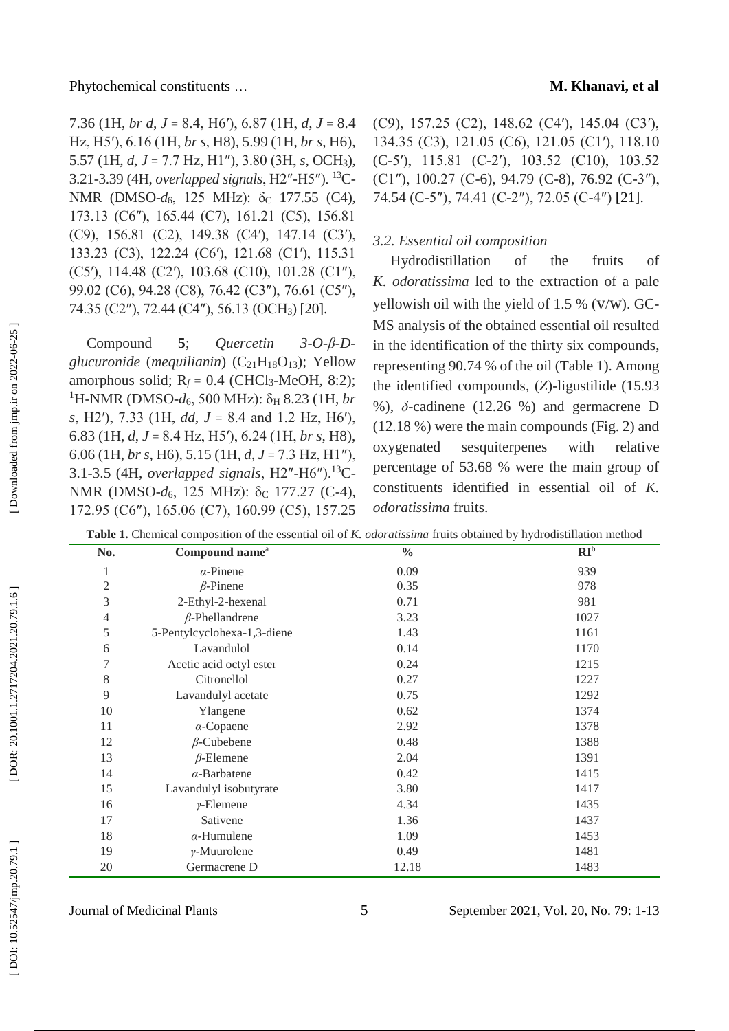7.36 (1H, *br d*, *J* = 8.4, H6′), 6.87 (1H, *d*, *J* = 8.4 Hz, H5′), 6.16 (1H, *br s*, H8), 5.99 (1H, *br s*, H6), 5.57 (1H, *d*, *J* = 7.7 Hz, H1″), 3.80 (3H, *s*, $OCH_3$), 3.21-3.39 (4H, *overlapped signals*, H2″-H5″). $^{13}C$-NMR (DMSO-$d_6$, 125 MHz): $\delta_C$ 177.55 (C4), 173.13 (C6″), 165.44 (C7), 161.21 (C5), 156.81 (C9), 156.81 (C2), 149.38 (C4′), 147.14 (C3′), 133.23 (C3), 122.24 (C6′), 121.68 (C1′), 115.31 (C5′), 114.48 (C2′), 103.68 (C10), 101.28 (C1″), 99.02 (C6), 94.28 (C8), 76.42 (C3″), 76.61 (C5″), 74.35 (C2″), 72.44 (C4″), 56.13 ($OCH_3$) [20].

Compound **5**; *Quercetin 3-O-β-D-glucuronide* (*mequilianin*) ($C_{21}H_{18}O_{13}$); Yellow amorphous solid; $R_f$ = 0.4 ($CHCl_3$-MeOH, 8:2); $^1H$-NMR (DMSO-$d_6$, 500 MHz): $\delta_H$ 8.23 (1H, *br s*, H2′), 7.33 (1H, *dd*, *J* = 8.4 and 1.2 Hz, H6′), 6.83 (1H, *d*, *J* = 8.4 Hz, H5′), 6.24 (1H, *br s*, H8), 6.06 (1H, *br s*, H6), 5.15 (1H, *d*, *J* = 7.3 Hz, H1″), 3.1-3.5 (4H, *overlapped signals*, H2″-H6″). $^{13}C$-NMR (DMSO-$d_6$, 125 MHz): $\delta_C$ 177.27 (C-4), 172.95 (C6″), 165.06 (C7), 160.99 (C5), 157.25 (C9), 157.25 (C2), 148.62 (C4′), 145.04 (C3′), 134.35 (C3), 121.05 (C6), 121.05 (C1′), 118.10 (C-5′), 115.81 (C-2′), 103.52 (C10), 103.52 (C1″), 100.27 (C-6), 94.79 (C-8), 76.92 (C-3″), 74.54 (C-5″), 74.41 (C-2″), 72.05 (C-4″) [21].

### 3.2. Essential oil composition

Hydrodistillation of the fruits of *K. odoratissima* led to the extraction of a pale yellowish oil with the yield of 1.5 % (v/w). GC-MS analysis of the obtained essential oil resulted in the identification of the thirty six compounds, representing 90.74 % of the oil (Table 1). Among the identified compounds, (*Z*)-ligustilide (15.93 %), *δ*-cadinene (12.26 %) and germacrene D (12.18 %) were the main compounds (Fig. 2) and oxygenated sesquiterpenes with relative percentage of 53.68 % were the main group of constituents identified in essential oil of *K. odoratissima* fruits.

**Table 1.** Chemical composition of the essential oil of *K. odoratissima* fruits obtained by hydrodistillation method

| No. | Compound name[a] | % | RI[b] |
|---|---|---|---|
| 1 | *α*-Pinene | 0.09 | 939 |
| 2 | *β*-Pinene | 0.35 | 978 |
| 3 | 2-Ethyl-2-hexenal | 0.71 | 981 |
| 4 | *β*-Phellandrene | 3.23 | 1027 |
| 5 | 5-Pentylcyclohexa-1,3-diene | 1.43 | 1161 |
| 6 | Lavandulol | 0.14 | 1170 |
| 7 | Acetic acid octyl ester | 0.24 | 1215 |
| 8 | Citronellol | 0.27 | 1227 |
| 9 | Lavandulyl acetate | 0.75 | 1292 |
| 10 | Ylangene | 0.62 | 1374 |
| 11 | *α*-Copaene | 2.92 | 1378 |
| 12 | *β*-Cubebene | 0.48 | 1388 |
| 13 | *β*-Elemene | 2.04 | 1391 |
| 14 | *α*-Barbatene | 0.42 | 1415 |
| 15 | Lavandulyl isobutyrate | 3.80 | 1417 |
| 16 | *γ*-Elemene | 4.34 | 1435 |
| 17 | Sativene | 1.36 | 1437 |
| 18 | *α*-Humulene | 1.09 | 1453 |
| 19 | *γ*-Muurolene | 0.49 | 1481 |
| 20 | Germacrene D | 12.18 | 1483 |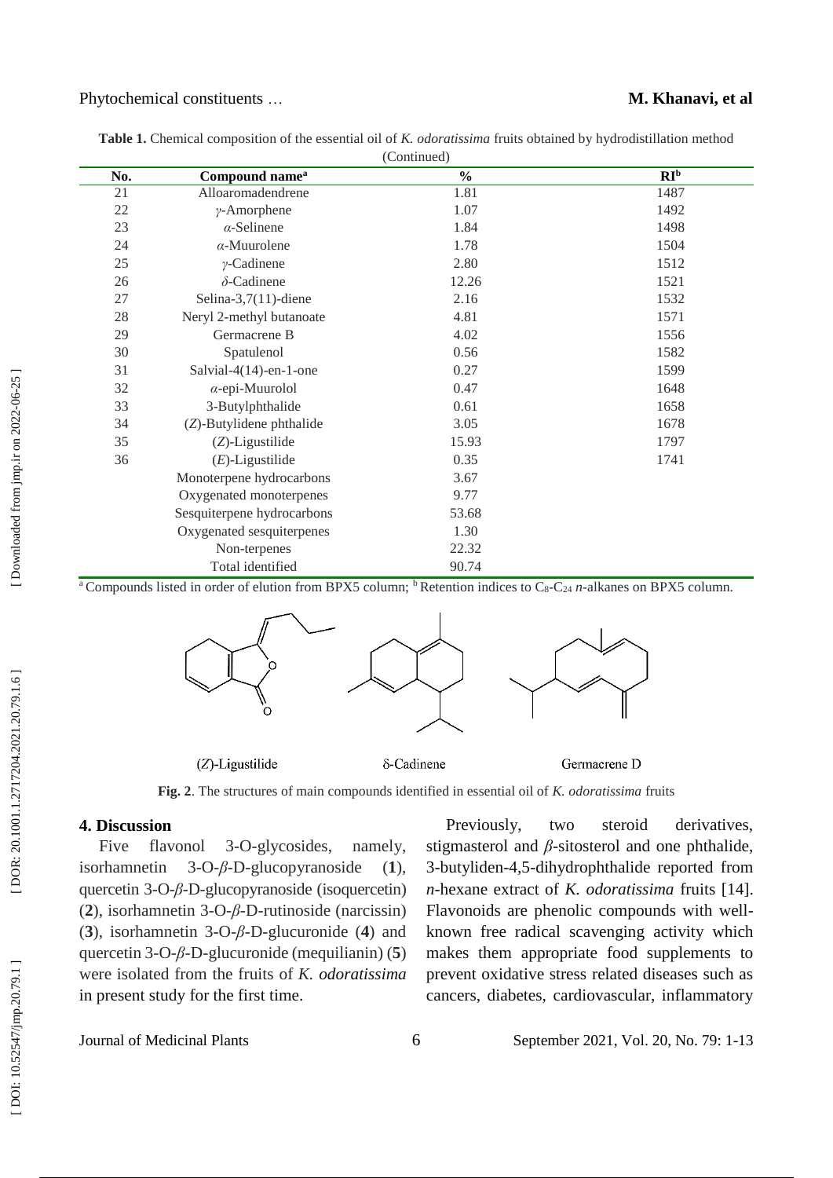**Table 1.** Chemical composition of the essential oil of *K. odoratissima* fruits obtained by hydrodistillation method (Continued)

| No. | Compound name[a] | % | RI[b] |
|---|---|---|---|
| 21 | Alloaromadendrene | 1.81 | 1487 |
| 22 | *γ*-Amorphene | 1.07 | 1492 |
| 23 | *α*-Selinene | 1.84 | 1498 |
| 24 | *α*-Muurolene | 1.78 | 1504 |
| 25 | *γ*-Cadinene | 2.80 | 1512 |
| 26 | *δ*-Cadinene | 12.26 | 1521 |
| 27 | Selina-3,7(11)-diene | 2.16 | 1532 |
| 28 | Neryl 2-methyl butanoate | 4.81 | 1571 |
| 29 | Germacrene B | 4.02 | 1556 |
| 30 | Spatulenol | 0.56 | 1582 |
| 31 | Salvial-4(14)-en-1-one | 0.27 | 1599 |
| 32 | *α*-epi-Muurolol | 0.47 | 1648 |
| 33 | 3-Butylphthalide | 0.61 | 1658 |
| 34 | (*Z*)-Butylidene phthalide | 3.05 | 1678 |
| 35 | (*Z*)-Ligustilide | 15.93 | 1797 |
| 36 | (*E*)-Ligustilide | 0.35 | 1741 |
| | Monoterpene hydrocarbons | 3.67 | |
| | Oxygenated monoterpenes | 9.77 | |
| | Sesquiterpene hydrocarbons | 53.68 | |
| | Oxygenated sesquiterpenes | 1.30 | |
| | Non-terpenes | 22.32 | |
| | Total identified | 90.74 | |

[a] Compounds listed in order of elution from BPX5 column; [b] Retention indices to $C_8$-$C_{24}$ *n*-alkanes on BPX5 column.

(*Z*)-Ligustilide δ-Cadinene Germacrene D

**Fig. 2**. The structures of main compounds identified in essential oil of *K. odoratissima* fruits

## 4. Discussion

Five flavonol 3-O-glycosides, namely, isorhamnetin 3-O-*β*-D-glucopyranoside (**1**), quercetin 3-O-*β*-D-glucopyranoside (isoquercetin) (**2**), isorhamnetin 3-O-*β*-D-rutinoside (narcissin) (**3**), isorhamnetin 3-O-*β*-D-glucuronide (**4**) and quercetin 3-O-*β*-D-glucuronide (mequilianin) (**5**) were isolated from the fruits of *K. odoratissima* in present study for the first time.

Previously, two steroid derivatives, stigmasterol and *β*-sitosterol and one phthalide, 3-butyliden-4,5-dihydrophthalide reported from *n*-hexane extract of *K. odoratissima* fruits [14]. Flavonoids are phenolic compounds with well-known free radical scavenging activity which makes them appropriate food supplements to prevent oxidative stress related diseases such as cancers, diabetes, cardiovascular, inflammatory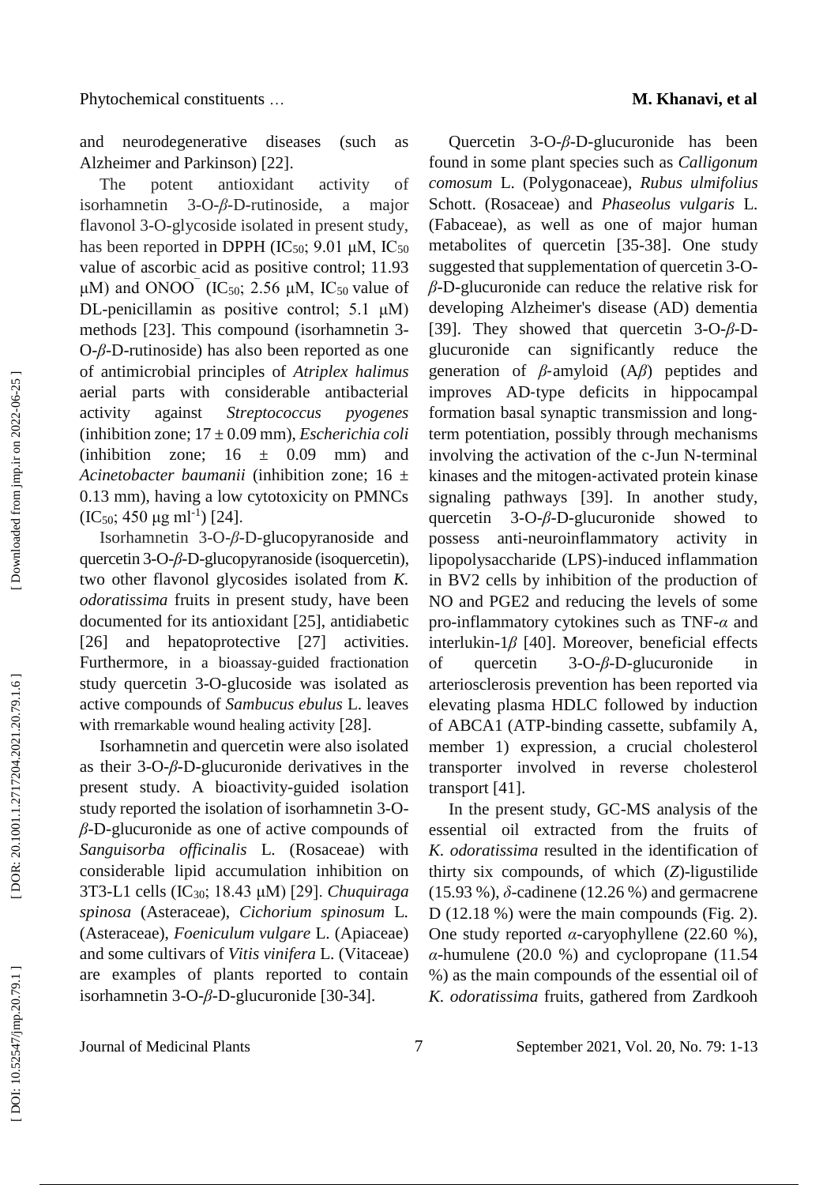and neurodegenerative diseases (such as Alzheimer and Parkinson) [22].

The potent antioxidant activity of isorhamnetin 3-O-*β*-D-rutinoside, a major flavonol 3-O-glycoside isolated in present study, has been reported in DPPH ($IC_{50}$; 9.01 μM, $IC_{50}$ value of ascorbic acid as positive control; 11.93 μM) and $ONOO^{-}$ ($IC_{50}$; 2.56 μM, $IC_{50}$ value of DL-penicillamin as positive control; 5.1 μM) methods [23]. This compound (isorhamnetin 3-O-*β*-D-rutinoside) has also been reported as one of antimicrobial principles of *Atriplex halimus* aerial parts with considerable antibacterial activity against *Streptococcus pyogenes* (inhibition zone; 17 ± 0.09 mm), *Escherichia coli* (inhibition zone; 16 ± 0.09 mm) and *Acinetobacter baumanii* (inhibition zone; 16 ± 0.13 mm), having a low cytotoxicity on PMNCs ($IC_{50}$; 450 μg $ml^{-1}$) [24].

Isorhamnetin 3-O-*β*-D-glucopyranoside and quercetin 3-O-*β*-D-glucopyranoside (isoquercetin), two other flavonol glycosides isolated from *K. odoratissima* fruits in present study, have been documented for its antioxidant [25], antidiabetic [26] and hepatoprotective [27] activities. Furthermore, in a bioassay-guided fractionation study quercetin 3-O-glucoside was isolated as active compounds of *Sambucus ebulus* L. leaves with rremarkable wound healing activity [28].

Isorhamnetin and quercetin were also isolated as their 3-O-*β*-D-glucuronide derivatives in the present study. A bioactivity-guided isolation study reported the isolation of isorhamnetin 3-O-*β*-D-glucuronide as one of active compounds of *Sanguisorba officinalis* L. (Rosaceae) with considerable lipid accumulation inhibition on 3T3-L1 cells ($IC_{30}$; 18.43 μM) [29]. *Chuquiraga spinosa* (Asteraceae), *Cichorium spinosum* L. (Asteraceae), *Foeniculum vulgare* L. (Apiaceae) and some cultivars of *Vitis vinifera* L. (Vitaceae) are examples of plants reported to contain isorhamnetin 3-O-*β*-D-glucuronide [30-34].

Quercetin 3-O-*β*-D-glucuronide has been found in some plant species such as *Calligonum comosum* L. (Polygonaceae), *Rubus ulmifolius* Schott. (Rosaceae) and *Phaseolus vulgaris* L. (Fabaceae), as well as one of major human metabolites of quercetin [35-38]. One study suggested that supplementation of quercetin 3-O-*β*-D-glucuronide can reduce the relative risk for developing Alzheimer's disease (AD) dementia [39]. They showed that quercetin 3-O-*β*-D-glucuronide can significantly reduce the generation of *β*-amyloid (A*β*) peptides and improves AD-type deficits in hippocampal formation basal synaptic transmission and long-term potentiation, possibly through mechanisms involving the activation of the c-Jun N-terminal kinases and the mitogen-activated protein kinase signaling pathways [39]. In another study, quercetin 3-O-*β*-D-glucuronide showed to possess anti-neuroinflammatory activity in lipopolysaccharide (LPS)-induced inflammation in BV2 cells by inhibition of the production of NO and PGE2 and reducing the levels of some pro-inflammatory cytokines such as TNF-*α* and interlukin-1*β* [40]. Moreover, beneficial effects of quercetin 3-O-*β*-D-glucuronide in arteriosclerosis prevention has been reported via elevating plasma HDLC followed by induction of ABCA1 (ATP-binding cassette, subfamily A, member 1) expression, a crucial cholesterol transporter involved in reverse cholesterol transport [41].

In the present study, GC-MS analysis of the essential oil extracted from the fruits of *K. odoratissima* resulted in the identification of thirty six compounds, of which (*Z*)-ligustilide (15.93 %), *δ*-cadinene (12.26 %) and germacrene D (12.18 %) were the main compounds (Fig. 2). One study reported *α*-caryophyllene (22.60 %), *α*-humulene (20.0 %) and cyclopropane (11.54 %) as the main compounds of the essential oil of *K. odoratissima* fruits, gathered from Zardkooh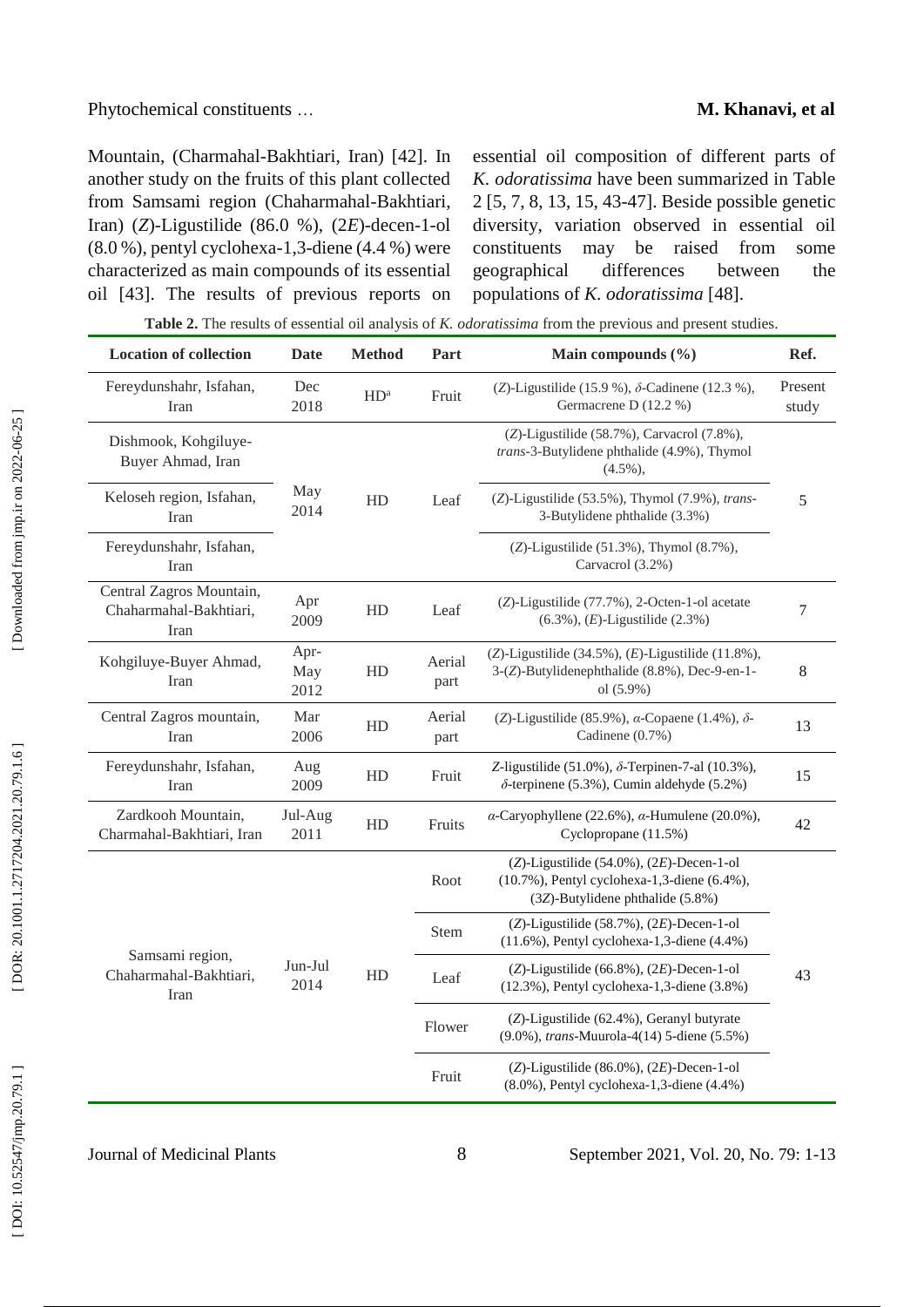Mountain, (Charmahal-Bakhtiari, Iran) [42]. In another study on the fruits of this plant collected from Samsami region (Chaharmahal-Bakhtiari, Iran) (*Z*)-Ligustilide (86.0 %), (2*E*)-decen-1-ol (8.0 %), pentyl cyclohexa-1,3-diene (4.4 %) were characterized as main compounds of its essential oil [43]. The results of previous reports on essential oil composition of different parts of *K. odoratissima* have been summarized in Table 2 [5, 7, 8, 13, 15, 43-47]. Beside possible genetic diversity, variation observed in essential oil constituents may be raised from some geographical differences between the populations of *K. odoratissima* [48].

**Table 2.** The results of essential oil analysis of *K. odoratissima* from the previous and present studies.

| Location of collection | Date | Method | Part | Main compounds (%) | Ref. |
|---|---|---|---|---|---|
| Fereydunshahr, Isfahan, Iran | Dec 2018 | HD[a] | Fruit | (*Z*)-Ligustilide (15.9 %), *δ*-Cadinene (12.3 %), Germacrene D (12.2 %) | Present study |
| Dishmook, Kohgiluye-Buyer Ahmad, Iran | May 2014 | HD | Leaf | (*Z*)-Ligustilide (58.7%), Carvacrol (7.8%), *trans*-3-Butylidene phthalide (4.9%), Thymol (4.5%), | 5 |
| Keloseh region, Isfahan, Iran | | | | (*Z*)-Ligustilide (53.5%), Thymol (7.9%), *trans*-3-Butylidene phthalide (3.3%) | |
| Fereydunshahr, Isfahan, Iran | | | | (*Z*)-Ligustilide (51.3%), Thymol (8.7%), Carvacrol (3.2%) | |
| Central Zagros Mountain, Chaharmahal-Bakhtiari, Iran | Apr 2009 | HD | Leaf | (*Z*)-Ligustilide (77.7%), 2-Octen-1-ol acetate (6.3%), (*E*)-Ligustilide (2.3%) | 7 |
| Kohgiluye-Buyer Ahmad, Iran | Apr-May 2012 | HD | Aerial part | (*Z*)-Ligustilide (34.5%), (*E*)-Ligustilide (11.8%), 3-(*Z*)-Butylidenephthalide (8.8%), Dec-9-en-1-ol (5.9%) | 8 |
| Central Zagros mountain, Iran | Mar 2006 | HD | Aerial part | (*Z*)-Ligustilide (85.9%), *α*-Copaene (1.4%), *δ*-Cadinene (0.7%) | 13 |
| Fereydunshahr, Isfahan, Iran | Aug 2009 | HD | Fruit | *Z*-ligustilide (51.0%), *δ*-Terpinen-7-al (10.3%), *δ*-terpinene (5.3%), Cumin aldehyde (5.2%) | 15 |
| Zardkooh Mountain, Charmahal-Bakhtiari, Iran | Jul-Aug 2011 | HD | Fruits | *α*-Caryophyllene (22.6%), *α*-Humulene (20.0%), Cyclopropane (11.5%) | 42 |
| Samsami region, Chaharmahal-Bakhtiari, Iran | Jun-Jul 2014 | HD | Root | (*Z*)-Ligustilide (54.0%), (2*E*)-Decen-1-ol (10.7%), Pentyl cyclohexa-1,3-diene (6.4%), (3*Z*)-Butylidene phthalide (5.8%) | 43 |
| | | | Stem | (*Z*)-Ligustilide (58.7%), (2*E*)-Decen-1-ol (11.6%), Pentyl cyclohexa-1,3-diene (4.4%) | |
| | | | Leaf | (*Z*)-Ligustilide (66.8%), (2*E*)-Decen-1-ol (12.3%), Pentyl cyclohexa-1,3-diene (3.8%) | |
| | | | Flower | (*Z*)-Ligustilide (62.4%), Geranyl butyrate (9.0%), *trans*-Muurola-4(14) 5-diene (5.5%) | |
| | | | Fruit | (*Z*)-Ligustilide (86.0%), (2*E*)-Decen-1-ol (8.0%), Pentyl cyclohexa-1,3-diene (4.4%) | |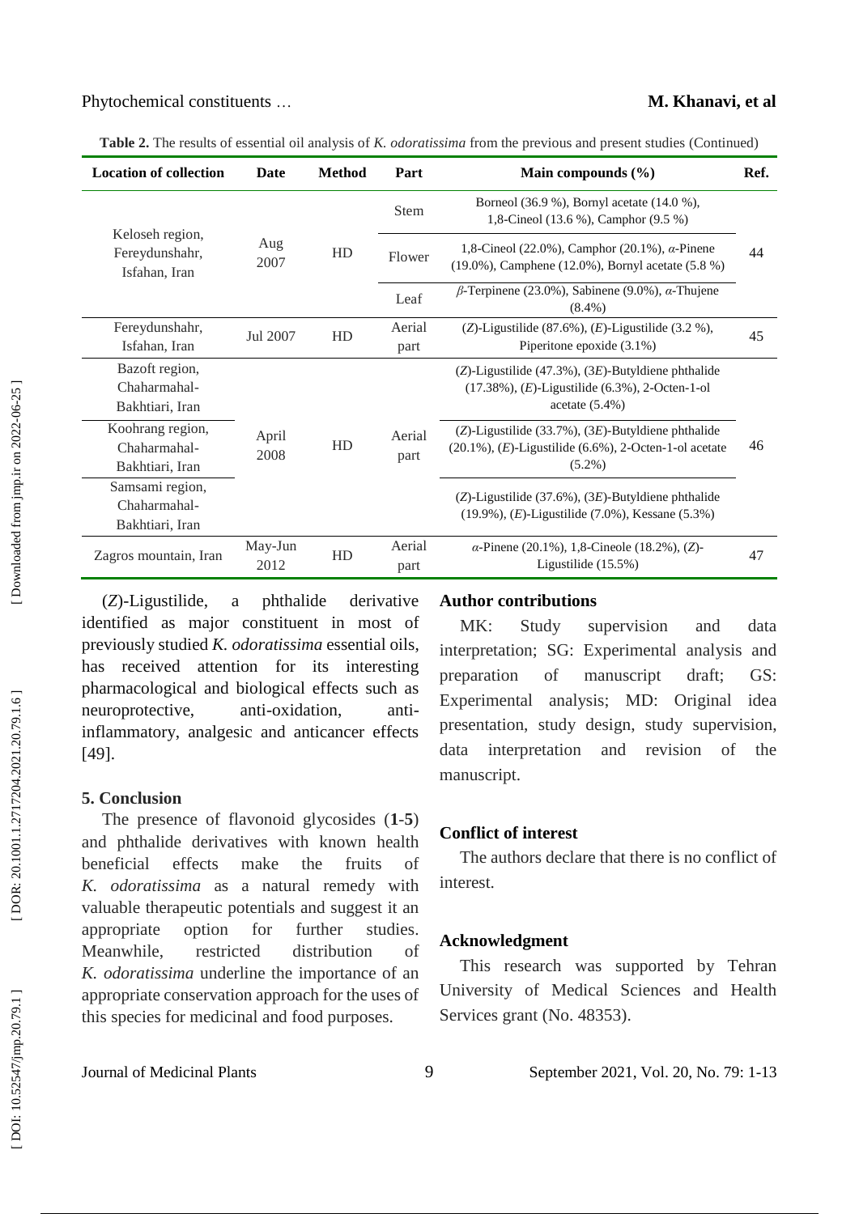**Table 2.** The results of essential oil analysis of *K. odoratissima* from the previous and present studies (Continued)

| Location of collection | Date | Method | Part | Main compounds (%) | Ref. |
|---|---|---|---|---|---|
| Keloseh region, Fereydunshahr, Isfahan, Iran | Aug 2007 | HD | Stem | Borneol (36.9 %), Bornyl acetate (14.0 %), 1,8-Cineol (13.6 %), Camphor (9.5 %) | 44 |
| | | | Flower | 1,8-Cineol (22.0%), Camphor (20.1%), *α*-Pinene (19.0%), Camphene (12.0%), Bornyl acetate (5.8 %) | |
| | | | Leaf | *β*-Terpinene (23.0%), Sabinene (9.0%), *α*-Thujene (8.4%) | |
| Fereydunshahr, Isfahan, Iran | Jul 2007 | HD | Aerial part | (*Z*)-Ligustilide (87.6%), (*E*)-Ligustilide (3.2 %), Piperitone epoxide (3.1%) | 45 |
| Bazoft region, Chaharmahal-Bakhtiari, Iran | April 2008 | HD | Aerial part | (*Z*)-Ligustilide (47.3%), (3*E*)-Butyldiene phthalide (17.38%), (*E*)-Ligustilide (6.3%), 2-Octen-1-ol acetate (5.4%) | 46 |
| Koohrang region, Chaharmahal-Bakhtiari, Iran | | | | (*Z*)-Ligustilide (33.7%), (3*E*)-Butyldiene phthalide (20.1%), (*E*)-Ligustilide (6.6%), 2-Octen-1-ol acetate (5.2%) | |
| Samsami region, Chaharmahal-Bakhtiari, Iran | | | | (*Z*)-Ligustilide (37.6%), (3*E*)-Butyldiene phthalide (19.9%), (*E*)-Ligustilide (7.0%), Kessane (5.3%) | |
| Zagros mountain, Iran | May-Jun 2012 | HD | Aerial part | *α*-Pinene (20.1%), 1,8-Cineole (18.2%), (*Z*)-Ligustilide (15.5%) | 47 |

(*Z*)-Ligustilide, a phthalide derivative identified as major constituent in most of previously studied *K. odoratissima* essential oils, has received attention for its interesting pharmacological and biological effects such as neuroprotective, anti-oxidation, anti-inflammatory, analgesic and anticancer effects [49].

## 5. Conclusion

The presence of flavonoid glycosides (**1**-**5**) and phthalide derivatives with known health beneficial effects make the fruits of *K. odoratissima* as a natural remedy with valuable therapeutic potentials and suggest it an appropriate option for further studies. Meanwhile, restricted distribution of *K. odoratissima* underline the importance of an appropriate conservation approach for the uses of this species for medicinal and food purposes.

## Author contributions

MK: Study supervision and data interpretation; SG: Experimental analysis and preparation of manuscript draft; GS: Experimental analysis; MD: Original idea presentation, study design, study supervision, data interpretation and revision of the manuscript.

## Conflict of interest

The authors declare that there is no conflict of interest.

## Acknowledgment

This research was supported by Tehran University of Medical Sciences and Health Services grant (No. 48353).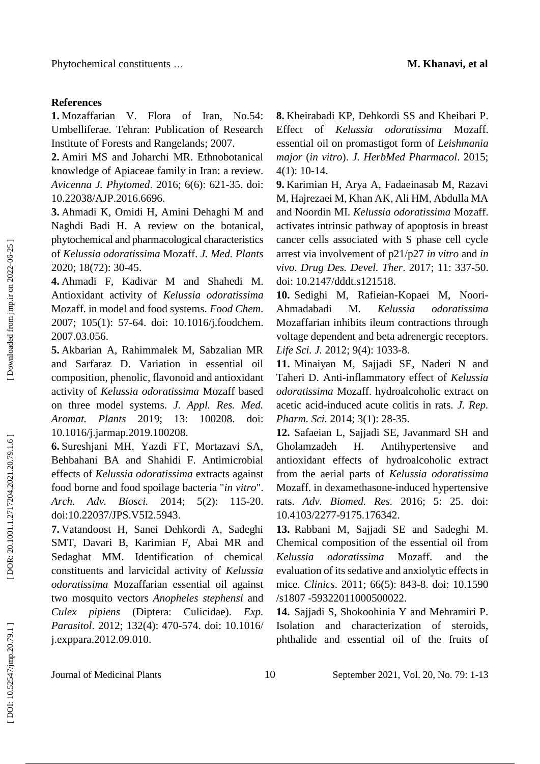## References

**1.** Mozaffarian V. Flora of Iran, No.54: Umbelliferae. Tehran: Publication of Research Institute of Forests and Rangelands; 2007.

**2.** Amiri MS and Joharchi MR. Ethnobotanical knowledge of Apiaceae family in Iran: a review. *Avicenna J. Phytomed*. 2016; 6(6): 621-35. doi: 10.22038/AJP.2016.6696.

**3.** Ahmadi K, Omidi H, Amini Dehaghi M and Naghdi Badi H. A review on the botanical, phytochemical and pharmacological characteristics of *Kelussia odoratissima* Mozaff. *J. Med. Plants* 2020; 18(72): 30-45.

**4.** Ahmadi F, Kadivar M and Shahedi M. Antioxidant activity of *Kelussia odoratissima* Mozaff. in model and food systems. *Food Chem*. 2007; 105(1): 57-64. doi: 10.1016/j.foodchem. 2007.03.056.

**5.** Akbarian A, Rahimmalek M, Sabzalian MR and Sarfaraz D. Variation in essential oil composition, phenolic, flavonoid and antioxidant activity of *Kelussia odoratissima* Mozaff based on three model systems. *J. Appl. Res. Med. Aromat. Plants* 2019; 13: 100208. doi: 10.1016/j.jarmap.2019.100208.

**6.** Sureshjani MH, Yazdi FT, Mortazavi SA, Behbahani BA and Shahidi F. Antimicrobial effects of *Kelussia odoratissima* extracts against food borne and food spoilage bacteria "*in vitro*". *Arch. Adv. Biosci.* 2014; 5(2): 115-20. doi:10.22037/JPS.V5I2.5943.

**7.** Vatandoost H, Sanei Dehkordi A, Sadeghi SMT, Davari B, Karimian F, Abai MR and Sedaghat MM. Identification of chemical constituents and larvicidal activity of *Kelussia odoratissima* Mozaffarian essential oil against two mosquito vectors *Anopheles stephensi* and *Culex pipiens* (Diptera: Culicidae). *Exp. Parasitol*. 2012; 132(4): 470-574. doi: 10.1016/ j.exppara.2012.09.010.

**8.** Kheirabadi KP, Dehkordi SS and Kheibari P. Effect of *Kelussia odoratissima* Mozaff. essential oil on promastigot form of *Leishmania major* (*in vitro*). *J. HerbMed Pharmacol*. 2015; 4(1): 10-14.

**9.** Karimian H, Arya A, Fadaeinasab M, Razavi M, Hajrezaei M, Khan AK, Ali HM, Abdulla MA and Noordin MI. *Kelussia odoratissima* Mozaff. activates intrinsic pathway of apoptosis in breast cancer cells associated with S phase cell cycle arrest via involvement of p21/p27 *in vitro* and *in vivo*. *Drug Des. Devel. Ther*. 2017; 11: 337-50. doi: 10.2147/dddt.s121518.

**10.** Sedighi M, Rafieian-Kopaei M, Noori-Ahmadabadi M. *Kelussia odoratissima* Mozaffarian inhibits ileum contractions through voltage dependent and beta adrenergic receptors. *Life Sci. J.* 2012; 9(4): 1033-8.

**11.** Minaiyan M, Sajjadi SE, Naderi N and Taheri D. Anti-inflammatory effect of *Kelussia odoratissima* Mozaff. hydroalcoholic extract on acetic acid-induced acute colitis in rats. *J. Rep. Pharm. Sci.* 2014; 3(1): 28-35.

**12.** Safaeian L, Sajjadi SE, Javanmard SH and Gholamzadeh H. Antihypertensive and antioxidant effects of hydroalcoholic extract from the aerial parts of *Kelussia odoratissima* Mozaff. in dexamethasone-induced hypertensive rats. *Adv. Biomed. Res.* 2016; 5: 25. doi: 10.4103/2277-9175.176342.

**13.** Rabbani M, Sajjadi SE and Sadeghi M. Chemical composition of the essential oil from *Kelussia odoratissima* Mozaff. and the evaluation of its sedative and anxiolytic effects in mice. *Clinics*. 2011; 66(5): 843-8. doi: 10.1590 /s1807 -59322011000500022.

**14.** Sajjadi S, Shokoohinia Y and Mehramiri P. Isolation and characterization of steroids, phthalide and essential oil of the fruits of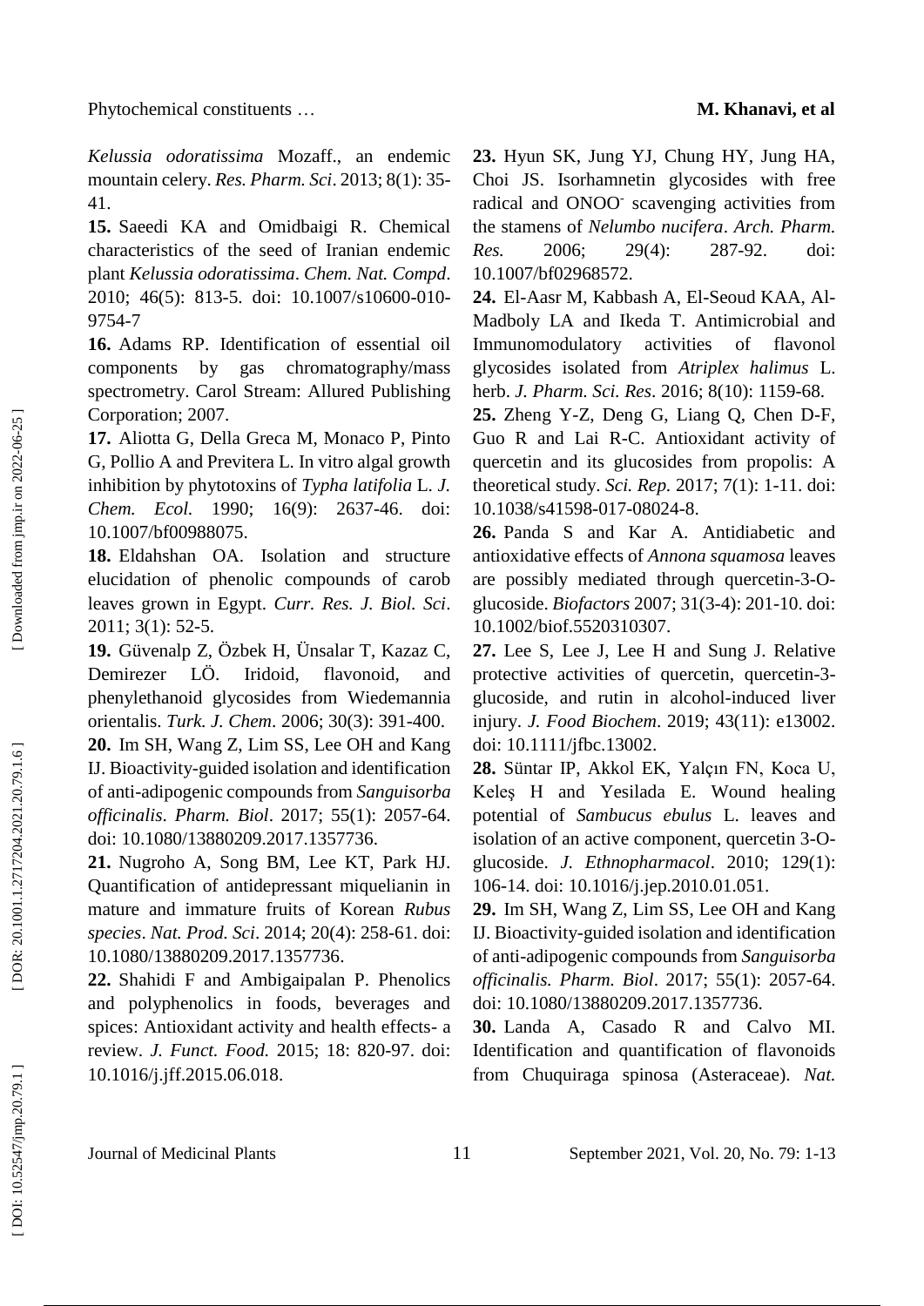*Kelussia odoratissima* Mozaff., an endemic mountain celery. *Res. Pharm. Sci*. 2013; 8(1): 35-41.

**15.** Saeedi KA and Omidbaigi R. Chemical characteristics of the seed of Iranian endemic plant *Kelussia odoratissima*. *Chem. Nat. Compd*. 2010; 46(5): 813-5. doi: 10.1007/s10600-010-9754-7

**16.** Adams RP. Identification of essential oil components by gas chromatography/mass spectrometry. Carol Stream: Allured Publishing Corporation; 2007.

**17.** Aliotta G, Della Greca M, Monaco P, Pinto G, Pollio A and Previtera L. In vitro algal growth inhibition by phytotoxins of *Typha latifolia* L. *J. Chem. Ecol.* 1990; 16(9): 2637-46. doi: 10.1007/bf00988075.

**18.** Eldahshan OA. Isolation and structure elucidation of phenolic compounds of carob leaves grown in Egypt. *Curr. Res. J. Biol. Sci*. 2011; 3(1): 52-5.

**19.** Güvenalp Z, Özbek H, Ünsalar T, Kazaz C, Demirezer LÖ. Iridoid, flavonoid, and phenylethanoid glycosides from Wiedemannia orientalis. *Turk. J. Chem*. 2006; 30(3): 391-400.

**20.** Im SH, Wang Z, Lim SS, Lee OH and Kang IJ. Bioactivity-guided isolation and identification of anti-adipogenic compounds from *Sanguisorba officinalis*. *Pharm. Biol*. 2017; 55(1): 2057-64. doi: 10.1080/13880209.2017.1357736.

**21.** Nugroho A, Song BM, Lee KT, Park HJ. Quantification of antidepressant miquelianin in mature and immature fruits of Korean *Rubus species*. *Nat. Prod. Sci*. 2014; 20(4): 258-61. doi: 10.1080/13880209.2017.1357736.

**22.** Shahidi F and Ambigaipalan P. Phenolics and polyphenolics in foods, beverages and spices: Antioxidant activity and health effects- a review. *J. Funct. Food.* 2015; 18: 820-97. doi: 10.1016/j.jff.2015.06.018.

**23.** Hyun SK, Jung YJ, Chung HY, Jung HA, Choi JS. Isorhamnetin glycosides with free radical and $ONOO^-$ scavenging activities from the stamens of *Nelumbo nucifera*. *Arch. Pharm. Res.* 2006; 29(4): 287-92. doi: 10.1007/bf02968572.

**24.** El-Aasr M, Kabbash A, El-Seoud KAA, Al-Madboly LA and Ikeda T. Antimicrobial and Immunomodulatory activities of flavonol glycosides isolated from *Atriplex halimus* L. herb. *J. Pharm. Sci. Res*. 2016; 8(10): 1159-68.

**25.** Zheng Y-Z, Deng G, Liang Q, Chen D-F, Guo R and Lai R-C. Antioxidant activity of quercetin and its glucosides from propolis: A theoretical study. *Sci. Rep.* 2017; 7(1): 1-11. doi: 10.1038/s41598-017-08024-8.

**26.** Panda S and Kar A. Antidiabetic and antioxidative effects of *Annona squamosa* leaves are possibly mediated through quercetin-3-O-glucoside. *Biofactors* 2007; 31(3-4): 201-10. doi: 10.1002/biof.5520310307.

**27.** Lee S, Lee J, Lee H and Sung J. Relative protective activities of quercetin, quercetin-3-glucoside, and rutin in alcohol-induced liver injury. *J. Food Biochem*. 2019; 43(11): e13002. doi: 10.1111/jfbc.13002.

**28.** Süntar IP, Akkol EK, Yalçın FN, Koca U, Keleş H and Yesilada E. Wound healing potential of *Sambucus ebulus* L. leaves and isolation of an active component, quercetin 3-O-glucoside. *J. Ethnopharmacol*. 2010; 129(1): 106-14. doi: 10.1016/j.jep.2010.01.051.

**29.** Im SH, Wang Z, Lim SS, Lee OH and Kang IJ. Bioactivity-guided isolation and identification of anti-adipogenic compounds from *Sanguisorba officinalis. Pharm. Biol*. 2017; 55(1): 2057-64. doi: 10.1080/13880209.2017.1357736.

**30.** Landa A, Casado R and Calvo MI. Identification and quantification of flavonoids from Chuquiraga spinosa (Asteraceae). *Nat.*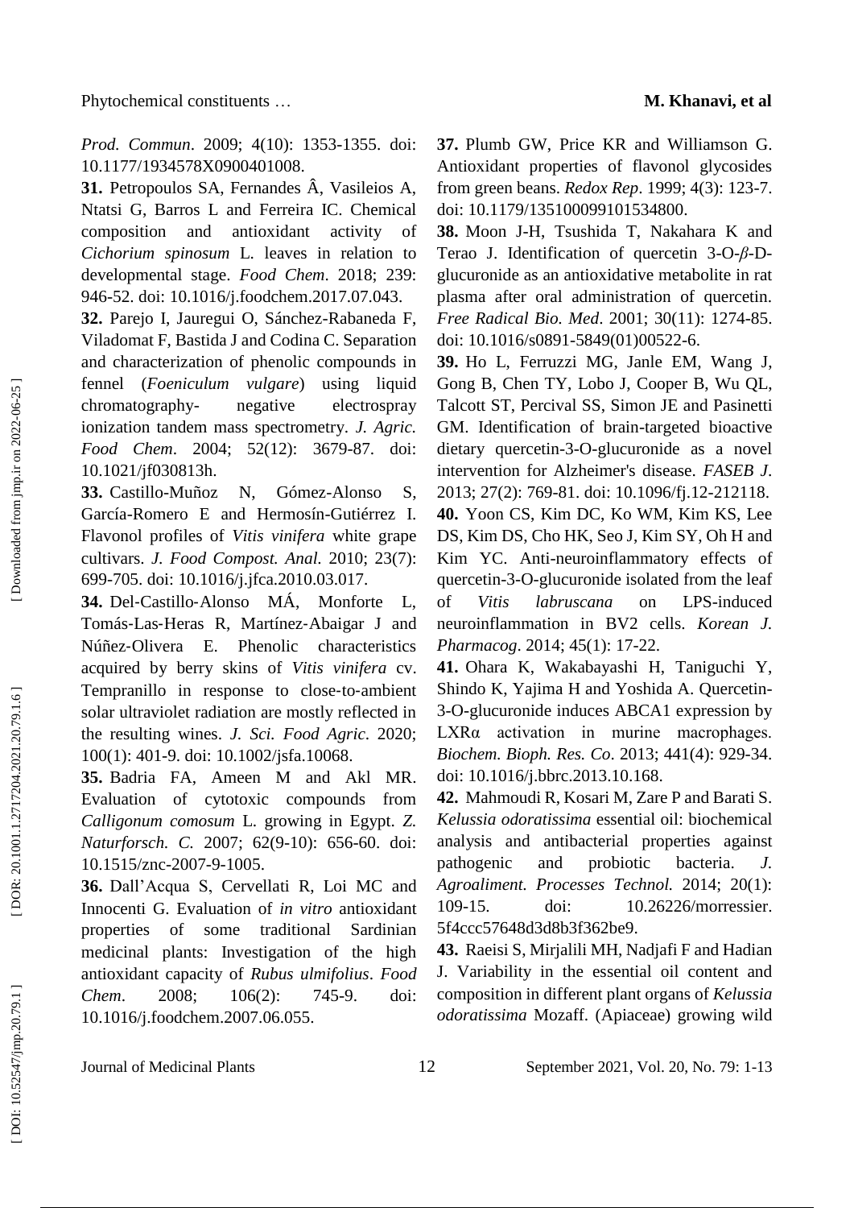*Prod. Commun*. 2009; 4(10): 1353-1355. doi: 10.1177/1934578X0900401008.

**31.** Petropoulos SA, Fernandes Â, Vasileios A, Ntatsi G, Barros L and Ferreira IC. Chemical composition and antioxidant activity of *Cichorium spinosum* L. leaves in relation to developmental stage. *Food Chem*. 2018; 239: 946-52. doi: 10.1016/j.foodchem.2017.07.043.

**32.** Parejo I, Jauregui O, Sánchez-Rabaneda F, Viladomat F, Bastida J and Codina C. Separation and characterization of phenolic compounds in fennel (*Foeniculum vulgare*) using liquid chromatography- negative electrospray ionization tandem mass spectrometry. *J. Agric. Food Chem*. 2004; 52(12): 3679-87. doi: 10.1021/jf030813h.

**33.** Castillo-Muñoz N, Gómez-Alonso S, García-Romero E and Hermosín-Gutiérrez I. Flavonol profiles of *Vitis vinifera* white grape cultivars. *J. Food Compost. Anal.* 2010; 23(7): 699-705. doi: 10.1016/j.jfca.2010.03.017.

**34.** Del-Castillo-Alonso MÁ, Monforte L, Tomás-Las-Heras R, Martínez-Abaigar J and Núñez-Olivera E. Phenolic characteristics acquired by berry skins of *Vitis vinifera* cv. Tempranillo in response to close-to-ambient solar ultraviolet radiation are mostly reflected in the resulting wines. *J. Sci. Food Agric*. 2020; 100(1): 401-9. doi: 10.1002/jsfa.10068.

**35.** Badria FA, Ameen M and Akl MR. Evaluation of cytotoxic compounds from *Calligonum comosum* L. growing in Egypt. *Z. Naturforsch. C.* 2007; 62(9-10): 656-60. doi: 10.1515/znc-2007-9-1005.

**36.** Dall'Acqua S, Cervellati R, Loi MC and Innocenti G. Evaluation of *in vitro* antioxidant properties of some traditional Sardinian medicinal plants: Investigation of the high antioxidant capacity of *Rubus ulmifolius*. *Food Chem*. 2008; 106(2): 745-9. doi: 10.1016/j.foodchem.2007.06.055.

**37.** Plumb GW, Price KR and Williamson G. Antioxidant properties of flavonol glycosides from green beans. *Redox Rep*. 1999; 4(3): 123-7. doi: 10.1179/135100099101534800.

**38.** Moon J-H, Tsushida T, Nakahara K and Terao J. Identification of quercetin 3-O-*β*-D-glucuronide as an antioxidative metabolite in rat plasma after oral administration of quercetin. *Free Radical Bio. Med*. 2001; 30(11): 1274-85. doi: 10.1016/s0891-5849(01)00522-6.

**39.** Ho L, Ferruzzi MG, Janle EM, Wang J, Gong B, Chen TY, Lobo J, Cooper B, Wu QL, Talcott ST, Percival SS, Simon JE and Pasinetti GM. Identification of brain-targeted bioactive dietary quercetin-3-O-glucuronide as a novel intervention for Alzheimer's disease. *FASEB J*. 2013; 27(2): 769-81. doi: 10.1096/fj.12-212118.

**40.** Yoon CS, Kim DC, Ko WM, Kim KS, Lee DS, Kim DS, Cho HK, Seo J, Kim SY, Oh H and Kim YC. Anti-neuroinflammatory effects of quercetin-3-O-glucuronide isolated from the leaf of *Vitis labruscana* on LPS-induced neuroinflammation in BV2 cells. *Korean J. Pharmacog*. 2014; 45(1): 17-22.

**41.** Ohara K, Wakabayashi H, Taniguchi Y, Shindo K, Yajima H and Yoshida A. Quercetin-3-O-glucuronide induces ABCA1 expression by LXRα activation in murine macrophages. *Biochem. Bioph. Res. Co*. 2013; 441(4): 929-34. doi: 10.1016/j.bbrc.2013.10.168.

**42.** Mahmoudi R, Kosari M, Zare P and Barati S. *Kelussia odoratissima* essential oil: biochemical analysis and antibacterial properties against pathogenic and probiotic bacteria. *J. Agroaliment. Processes Technol.* 2014; 20(1): 109-15. doi: 10.26226/morressier.5f4ccc57648d3d8b3f362be9.

**43.** Raeisi S, Mirjalili MH, Nadjafi F and Hadian J. Variability in the essential oil content and composition in different plant organs of *Kelussia odoratissima* Mozaff. (Apiaceae) growing wild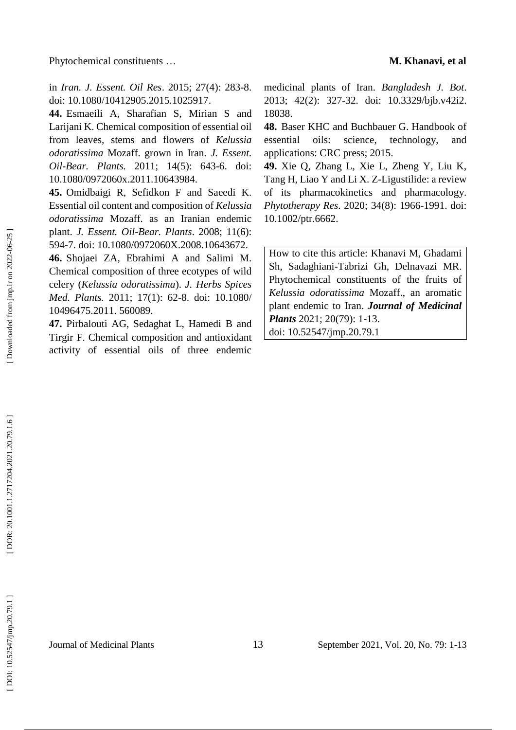in *Iran. J. Essent. Oil Res*. 2015; 27(4): 283-8. doi: 10.1080/10412905.2015.1025917.

**44.** Esmaeili A, Sharafian S, Mirian S and Larijani K. Chemical composition of essential oil from leaves, stems and flowers of *Kelussia odoratissima* Mozaff. grown in Iran. *J. Essent. Oil-Bear. Plants.* 2011; 14(5): 643-6. doi: 10.1080/0972060x.2011.10643984.

**45.** Omidbaigi R, Sefidkon F and Saeedi K. Essential oil content and composition of *Kelussia odoratissima* Mozaff. as an Iranian endemic plant. *J. Essent. Oil-Bear. Plants*. 2008; 11(6): 594-7. doi: 10.1080/0972060X.2008.10643672.

**46.** Shojaei ZA, Ebrahimi A and Salimi M. Chemical composition of three ecotypes of wild celery (*Kelussia odoratissima*). *J. Herbs Spices Med. Plants.* 2011; 17(1): 62-8. doi: 10.1080/ 10496475.2011. 560089.

**47.** Pirbalouti AG, Sedaghat L, Hamedi B and Tirgir F. Chemical composition and antioxidant activity of essential oils of three endemic medicinal plants of Iran. *Bangladesh J. Bot*. 2013; 42(2): 327-32. doi: 10.3329/bjb.v42i2. 18038.

**48.** Baser KHC and Buchbauer G. Handbook of essential oils: science, technology, and applications: CRC press; 2015.

**49.** Xie Q, Zhang L, Xie L, Zheng Y, Liu K, Tang H, Liao Y and Li X. Z-Ligustilide: a review of its pharmacokinetics and pharmacology. *Phytotherapy Res*. 2020; 34(8): 1966-1991. doi: 10.1002/ptr.6662.

How to cite this article: Khanavi M, Ghadami Sh, Sadaghiani-Tabrizi Gh, Delnavazi MR. Phytochemical constituents of the fruits of *Kelussia odoratissima* Mozaff., an aromatic plant endemic to Iran. ***Journal of Medicinal Plants*** 2021; 20(79): 1-13.
doi: 10.52547/jmp.20.79.1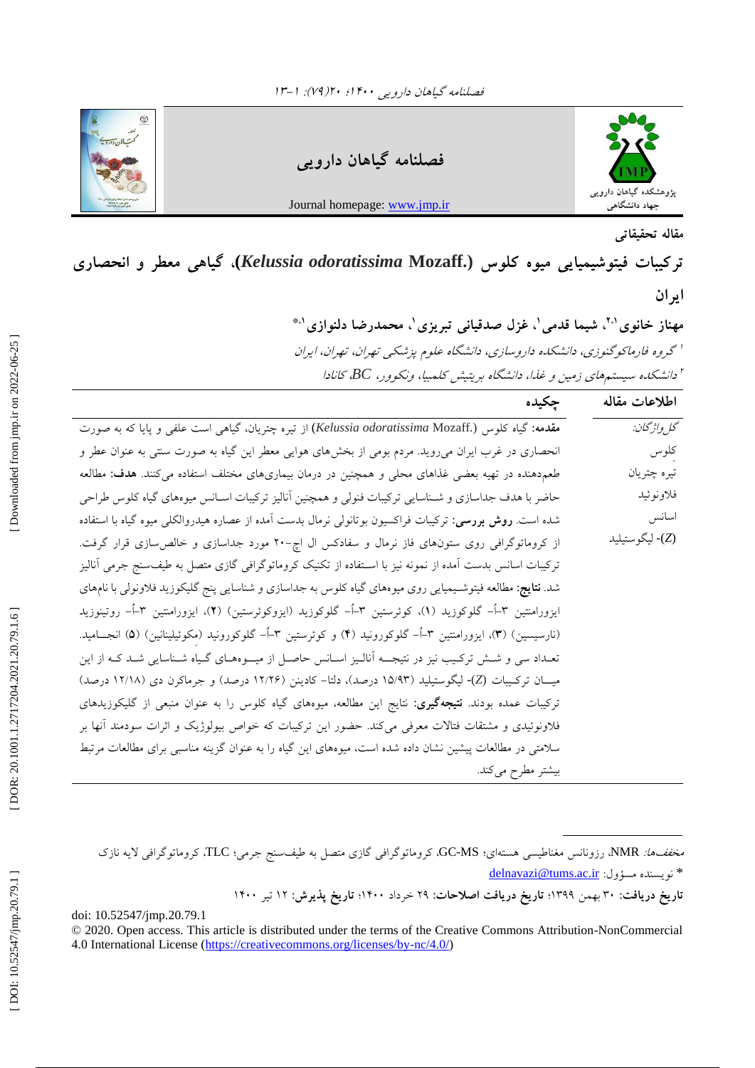مقاله تحقیقاتی

# ترکیبات فیتوشیمیایی میوه کلوس (*Kelussia odoratissima* Mozaff.)، گیاهی معطر و انحصاری ایران

**مهناز خانوی[1,2]، شیما قدمی[1]، غزل صدقیانی تبریزی[1]، محمدرضا دلنوازی[1,*]**

[1] گروه فارماکوگنوزی، دانشکده داروسازی، دانشگاه علوم پزشکی تهران، تهران، ایران

[2] دانشکده سیستم‌های زمین و غذا، دانشگاه بریتیش کلمبیا، ونکوور، BC، کانادا

| اطلاعات مقاله | چکیده |
|---|---|
| *گل‌واژگان:* کلوس، تیره چتریان، فلاونوئید، اسانس، (Z)- لیگوستیلید | **مقدمه:** گیاه کلوس (*Kelussia odoratissima* Mozaff.) از تیره چتریان، گیاهی است علفی و پایا که به صورت انحصاری در غرب ایران می‌روید. مردم بومی از بخش‌های هوایی معطر این گیاه به صورت سنتی به عنوان عطر و طعم‌دهنده در تهیه بعضی غذاهای محلی و همچنین در درمان بیماری‌های مختلف استفاده می‌کنند. **هدف:** مطالعه حاضر با هدف جداسازی و شناسایی ترکیبات فنولی و همچنین آنالیز ترکیبات اسانس میوه‌های گیاه کلوس طراحی شده است. **روش بررسی:** ترکیبات فراکسیون بوتانولی نرمال بدست آمده از عصاره هیدروالکلی میوه گیاه با استفاده از کروماتوگرافی روی ستون‌های فاز نرمال و سفادکس ال اچ-۲۰ مورد جداسازی و خالص‌سازی قرار گرفت. ترکیبات اسانس بدست آمده از نمونه نیز با استفاده از تکنیک کروماتوگرافی گازی متصل به طیف‌سنج جرمی آنالیز شد. **نتایج:** مطالعه فیتوشیمیایی روی میوه‌های گیاه کلوس به جداسازی و شناسایی پنج گلیکوزید فلاونولی به نام‌های ایزورامنتین ۳-اُ- گلوکوزید (۱)، کوئرستین ۳-اُ- گلوکوزید (ایزوکوئرستین) (۲)، ایزورامنتین ۳-اُ- روتینوزید (نارسیسین) (۳)، ایزورامنتین ۳-اُ- گلوکورونید (۴) و کوئرستین ۳-اُ- گلوکورونید (مکوئیلیانین) (۵) انجامید. تعداد سی و شش ترکیب نیز در نتیجه آنالیز اسانس حاصل از میوه‌های گیاه شناسایی شد که از این میان ترکیبات (Z)- لیگوستیلید (۱۵/۹۳ درصد)، دلتا- کادینن (۱۲/۲۶ درصد) و جرماکرن دی (۱۲/۱۸ درصد) ترکیبات عمده بودند. **نتیجه‌گیری:** نتایج این مطالعه، میوه‌های گیاه کلوس را به عنوان منبعی از گلیکوزیدهای فلاونوئیدی و مشتقات فتالات معرفی می‌کند. حضور این ترکیبات که خواص بیولوژیک و اثرات سودمند آنها بر سلامتی در مطالعات پیشین نشان داده شده است، میوه‌های این گیاه را به عنوان گزینه مناسبی برای مطالعات مرتبط بیشتر مطرح می‌کند. |

*مخفف‌ها:* NMR، رزونانس مغناطیسی هسته‌ای؛ GC-MS، کروماتوگرافی گازی متصل به طیف‌سنج جرمی؛ TLC، کروماتوگرافی لایه نازک

* نویسنده مسؤول: delnavazi@tums.ac.ir

**تاریخ دریافت:** ۳۰ بهمن ۱۳۹۹؛ **تاریخ دریافت اصلاحات:** ۲۹ خرداد ۱۴۰۰؛ **تاریخ پذیرش:** ۱۲ تیر ۱۴۰۰

doi: 10.52547/jmp.20.79.1

© 2020. Open access. This article is distributed under the terms of the Creative Commons Attribution-NonCommercial 4.0 International License (https://creativecommons.org/licenses/by-nc/4.0/)